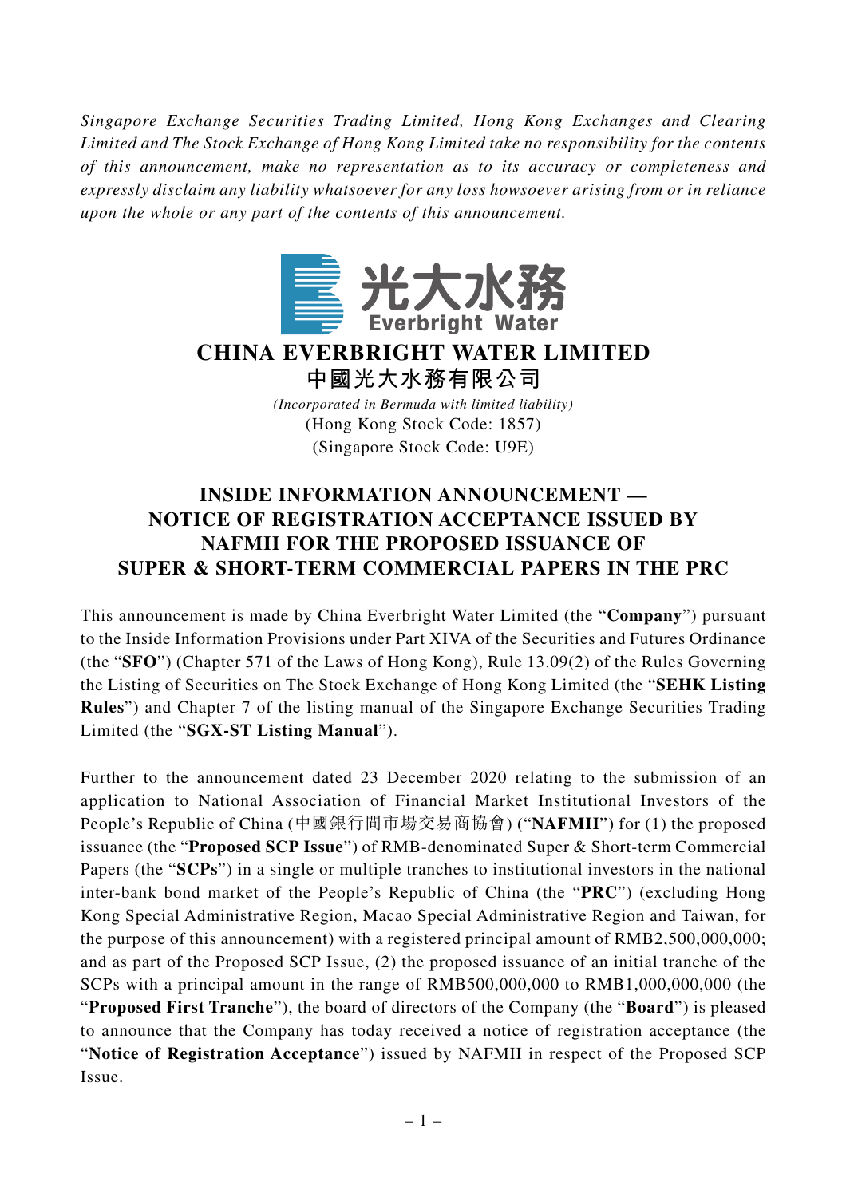*Singapore Exchange Securities Trading Limited, Hong Kong Exchanges and Clearing Limited and The Stock Exchange of Hong Kong Limited take no responsibility for the contents of this announcement, make no representation as to its accuracy or completeness and expressly disclaim any liability whatsoever for any loss howsoever arising from or in reliance upon the whole or any part of the contents of this announcement.*

光大水務
Everbright Water

# CHINA EVERBRIGHT WATER LIMITED
# 中國光大水務有限公司

*(Incorporated in Bermuda with limited liability)*
(Hong Kong Stock Code: 1857)
(Singapore Stock Code: U9E)

## INSIDE INFORMATION ANNOUNCEMENT — NOTICE OF REGISTRATION ACCEPTANCE ISSUED BY NAFMII FOR THE PROPOSED ISSUANCE OF SUPER & SHORT-TERM COMMERCIAL PAPERS IN THE PRC

This announcement is made by China Everbright Water Limited (the "**Company**") pursuant to the Inside Information Provisions under Part XIVA of the Securities and Futures Ordinance (the "**SFO**") (Chapter 571 of the Laws of Hong Kong), Rule 13.09(2) of the Rules Governing the Listing of Securities on The Stock Exchange of Hong Kong Limited (the "**SEHK Listing Rules**") and Chapter 7 of the listing manual of the Singapore Exchange Securities Trading Limited (the "**SGX-ST Listing Manual**").

Further to the announcement dated 23 December 2020 relating to the submission of an application to National Association of Financial Market Institutional Investors of the People's Republic of China (中國銀行間市場交易商協會) ("**NAFMII**") for (1) the proposed issuance (the "**Proposed SCP Issue**") of RMB-denominated Super & Short-term Commercial Papers (the "**SCPs**") in a single or multiple tranches to institutional investors in the national inter-bank bond market of the People's Republic of China (the "**PRC**") (excluding Hong Kong Special Administrative Region, Macao Special Administrative Region and Taiwan, for the purpose of this announcement) with a registered principal amount of RMB2,500,000,000; and as part of the Proposed SCP Issue, (2) the proposed issuance of an initial tranche of the SCPs with a principal amount in the range of RMB500,000,000 to RMB1,000,000,000 (the "**Proposed First Tranche**"), the board of directors of the Company (the "**Board**") is pleased to announce that the Company has today received a notice of registration acceptance (the "**Notice of Registration Acceptance**") issued by NAFMII in respect of the Proposed SCP Issue.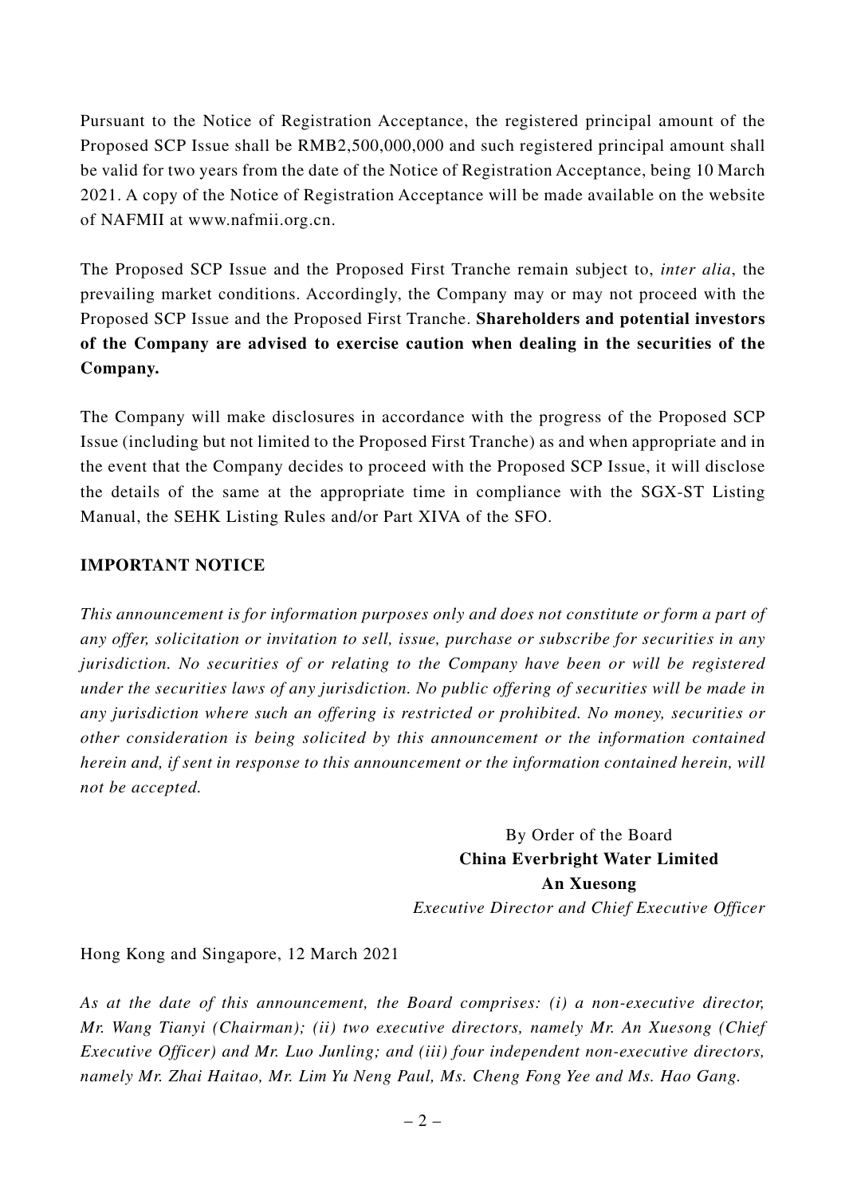Pursuant to the Notice of Registration Acceptance, the registered principal amount of the Proposed SCP Issue shall be RMB2,500,000,000 and such registered principal amount shall be valid for two years from the date of the Notice of Registration Acceptance, being 10 March 2021. A copy of the Notice of Registration Acceptance will be made available on the website of NAFMII at www.nafmii.org.cn.

The Proposed SCP Issue and the Proposed First Tranche remain subject to, *inter alia*, the prevailing market conditions. Accordingly, the Company may or may not proceed with the Proposed SCP Issue and the Proposed First Tranche. **Shareholders and potential investors of the Company are advised to exercise caution when dealing in the securities of the Company.**

The Company will make disclosures in accordance with the progress of the Proposed SCP Issue (including but not limited to the Proposed First Tranche) as and when appropriate and in the event that the Company decides to proceed with the Proposed SCP Issue, it will disclose the details of the same at the appropriate time in compliance with the SGX-ST Listing Manual, the SEHK Listing Rules and/or Part XIVA of the SFO.

**IMPORTANT NOTICE**

*This announcement is for information purposes only and does not constitute or form a part of any offer, solicitation or invitation to sell, issue, purchase or subscribe for securities in any jurisdiction. No securities of or relating to the Company have been or will be registered under the securities laws of any jurisdiction. No public offering of securities will be made in any jurisdiction where such an offering is restricted or prohibited. No money, securities or other consideration is being solicited by this announcement or the information contained herein and, if sent in response to this announcement or the information contained herein, will not be accepted.*

By Order of the Board
**China Everbright Water Limited**
**An Xuesong**
*Executive Director and Chief Executive Officer*

Hong Kong and Singapore, 12 March 2021

*As at the date of this announcement, the Board comprises: (i) a non-executive director, Mr. Wang Tianyi (Chairman); (ii) two executive directors, namely Mr. An Xuesong (Chief Executive Officer) and Mr. Luo Junling; and (iii) four independent non-executive directors, namely Mr. Zhai Haitao, Mr. Lim Yu Neng Paul, Ms. Cheng Fong Yee and Ms. Hao Gang.*